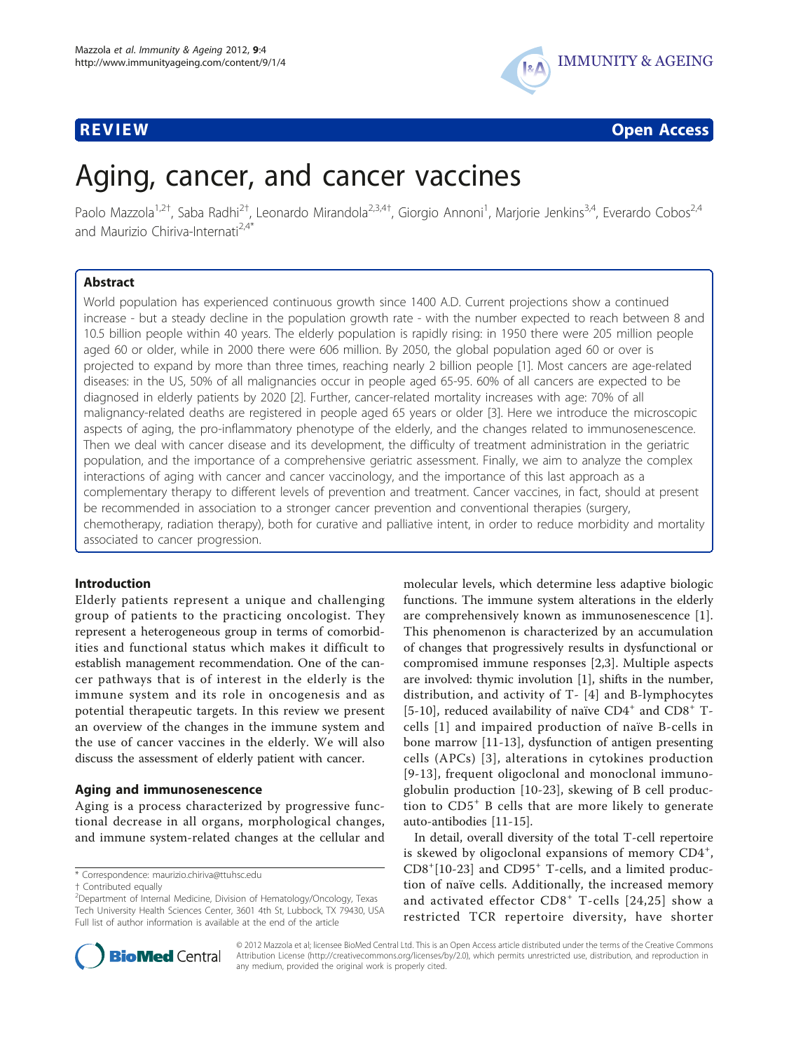REVIEW Open Access

# Aging, cancer, and cancer vaccines

Paolo Mazzola[1,2†], Saba Radhi[2†], Leonardo Mirandola[2,3,4†], Giorgio Annoni[1], Marjorie Jenkins[3,4], Everardo Cobos[2,4] and Maurizio Chiriva-Internati[2,4*]

## Abstract

World population has experienced continuous growth since 1400 A.D. Current projections show a continued increase - but a steady decline in the population growth rate - with the number expected to reach between 8 and 10.5 billion people within 40 years. The elderly population is rapidly rising: in 1950 there were 205 million people aged 60 or older, while in 2000 there were 606 million. By 2050, the global population aged 60 or over is projected to expand by more than three times, reaching nearly 2 billion people [1]. Most cancers are age-related diseases: in the US, 50% of all malignancies occur in people aged 65-95. 60% of all cancers are expected to be diagnosed in elderly patients by 2020 [2]. Further, cancer-related mortality increases with age: 70% of all malignancy-related deaths are registered in people aged 65 years or older [3]. Here we introduce the microscopic aspects of aging, the pro-inflammatory phenotype of the elderly, and the changes related to immunosenescence. Then we deal with cancer disease and its development, the difficulty of treatment administration in the geriatric population, and the importance of a comprehensive geriatric assessment. Finally, we aim to analyze the complex interactions of aging with cancer and cancer vaccinology, and the importance of this last approach as a complementary therapy to different levels of prevention and treatment. Cancer vaccines, in fact, should at present be recommended in association to a stronger cancer prevention and conventional therapies (surgery, chemotherapy, radiation therapy), both for curative and palliative intent, in order to reduce morbidity and mortality associated to cancer progression.

## Introduction

Elderly patients represent a unique and challenging group of patients to the practicing oncologist. They represent a heterogeneous group in terms of comorbidities and functional status which makes it difficult to establish management recommendation. One of the cancer pathways that is of interest in the elderly is the immune system and its role in oncogenesis and as potential therapeutic targets. In this review we present an overview of the changes in the immune system and the use of cancer vaccines in the elderly. We will also discuss the assessment of elderly patient with cancer.

## Aging and immunosenescence

Aging is a process characterized by progressive functional decrease in all organs, morphological changes, and immune system-related changes at the cellular and molecular levels, which determine less adaptive biologic functions. The immune system alterations in the elderly are comprehensively known as immunosenescence [1]. This phenomenon is characterized by an accumulation of changes that progressively results in dysfunctional or compromised immune responses [2,3]. Multiple aspects are involved: thymic involution [1], shifts in the number, distribution, and activity of T- [4] and B-lymphocytes [5-10], reduced availability of naïve $CD4^+$ and $CD8^+$ T-cells [1] and impaired production of naïve B-cells in bone marrow [11-13], dysfunction of antigen presenting cells (APCs) [3], alterations in cytokines production [9-13], frequent oligoclonal and monoclonal immunoglobulin production [10-23], skewing of B cell production to $CD5^+$ B cells that are more likely to generate auto-antibodies [11-15].

In detail, overall diversity of the total T-cell repertoire is skewed by oligoclonal expansions of memory $CD4^+$, $CD8^+$[10-23] and $CD95^+$ T-cells, and a limited production of naïve cells. Additionally, the increased memory and activated effector $CD8^+$ T-cells [24,25] show a restricted TCR repertoire diversity, have shorter

\* Correspondence: maurizio.chiriva@ttuhsc.edu
† Contributed equally
[2]Department of Internal Medicine, Division of Hematology/Oncology, Texas Tech University Health Sciences Center, 3601 4th St, Lubbock, TX 79430, USA
Full list of author information is available at the end of the article

© 2012 Mazzola et al; licensee BioMed Central Ltd. This is an Open Access article distributed under the terms of the Creative Commons Attribution License (http://creativecommons.org/licenses/by/2.0), which permits unrestricted use, distribution, and reproduction in any medium, provided the original work is properly cited.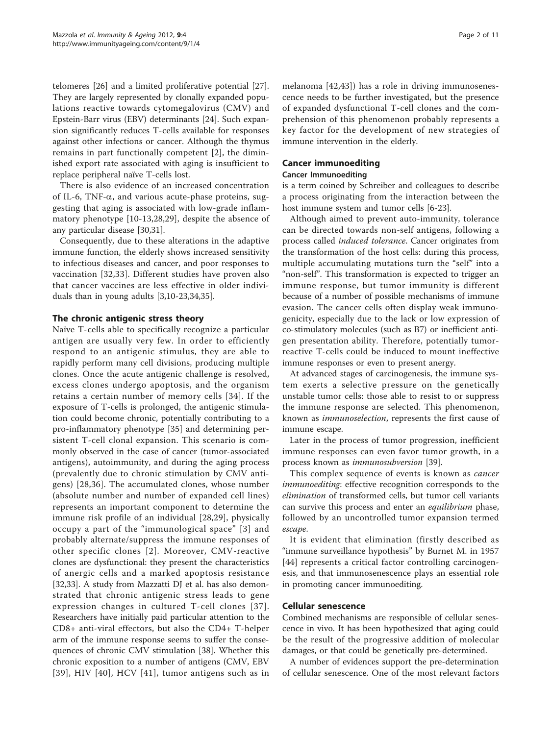telomeres [26] and a limited proliferative potential [27]. They are largely represented by clonally expanded populations reactive towards cytomegalovirus (CMV) and Epstein-Barr virus (EBV) determinants [24]. Such expansion significantly reduces T-cells available for responses against other infections or cancer. Although the thymus remains in part functionally competent [2], the diminished export rate associated with aging is insufficient to replace peripheral naïve T-cells lost.

There is also evidence of an increased concentration of IL-6, TNF-$\alpha$, and various acute-phase proteins, suggesting that aging is associated with low-grade inflammatory phenotype [10-13,28,29], despite the absence of any particular disease [30,31].

Consequently, due to these alterations in the adaptive immune function, the elderly shows increased sensitivity to infectious diseases and cancer, and poor responses to vaccination [32,33]. Different studies have proven also that cancer vaccines are less effective in older individuals than in young adults [3,10-23,34,35].

## The chronic antigenic stress theory

Naïve T-cells able to specifically recognize a particular antigen are usually very few. In order to efficiently respond to an antigenic stimulus, they are able to rapidly perform many cell divisions, producing multiple clones. Once the acute antigenic challenge is resolved, excess clones undergo apoptosis, and the organism retains a certain number of memory cells [34]. If the exposure of T-cells is prolonged, the antigenic stimulation could become chronic, potentially contributing to a pro-inflammatory phenotype [35] and determining persistent T-cell clonal expansion. This scenario is commonly observed in the case of cancer (tumor-associated antigens), autoimmunity, and during the aging process (prevalently due to chronic stimulation by CMV antigens) [28,36]. The accumulated clones, whose number (absolute number and number of expanded cell lines) represents an important component to determine the immune risk profile of an individual [28,29], physically occupy a part of the "immunological space" [3] and probably alternate/suppress the immune responses of other specific clones [2]. Moreover, CMV-reactive clones are dysfunctional: they present the characteristics of anergic cells and a marked apoptosis resistance [32,33]. A study from Mazzatti DJ et al. has also demonstrated that chronic antigenic stress leads to gene expression changes in cultured T-cell clones [37]. Researchers have initially paid particular attention to the CD8+ anti-viral effectors, but also the CD4+ T-helper arm of the immune response seems to suffer the consequences of chronic CMV stimulation [38]. Whether this chronic exposition to a number of antigens (CMV, EBV [39], HIV [40], HCV [41], tumor antigens such as in melanoma [42,43]) has a role in driving immunosenescence needs to be further investigated, but the presence of expanded dysfunctional T-cell clones and the comprehension of this phenomenon probably represents a key factor for the development of new strategies of immune intervention in the elderly.

## Cancer immunoediting

### Cancer Immunoediting

is a term coined by Schreiber and colleagues to describe a process originating from the interaction between the host immune system and tumor cells [6-23].

Although aimed to prevent auto-immunity, tolerance can be directed towards non-self antigens, following a process called *induced tolerance*. Cancer originates from the transformation of the host cells: during this process, multiple accumulating mutations turn the "self" into a "non-self". This transformation is expected to trigger an immune response, but tumor immunity is different because of a number of possible mechanisms of immune evasion. The cancer cells often display weak immunogenicity, especially due to the lack or low expression of co-stimulatory molecules (such as B7) or inefficient antigen presentation ability. Therefore, potentially tumor-reactive T-cells could be induced to mount ineffective immune responses or even to present anergy.

At advanced stages of carcinogenesis, the immune system exerts a selective pressure on the genetically unstable tumor cells: those able to resist to or suppress the immune response are selected. This phenomenon, known as *immunoselection*, represents the first cause of immune escape.

Later in the process of tumor progression, inefficient immune responses can even favor tumor growth, in a process known as *immunosubversion* [39].

This complex sequence of events is known as *cancer immunoediting*: effective recognition corresponds to the *elimination* of transformed cells, but tumor cell variants can survive this process and enter an *equilibrium* phase, followed by an uncontrolled tumor expansion termed *escape*.

It is evident that elimination (firstly described as "immune surveillance hypothesis" by Burnet M. in 1957 [44] represents a critical factor controlling carcinogenesis, and that immunosenescence plays an essential role in promoting cancer immunoediting.

## Cellular senescence

Combined mechanisms are responsible of cellular senescence in vivo. It has been hypothesized that aging could be the result of the progressive addition of molecular damages, or that could be genetically pre-determined.

A number of evidences support the pre-determination of cellular senescence. One of the most relevant factors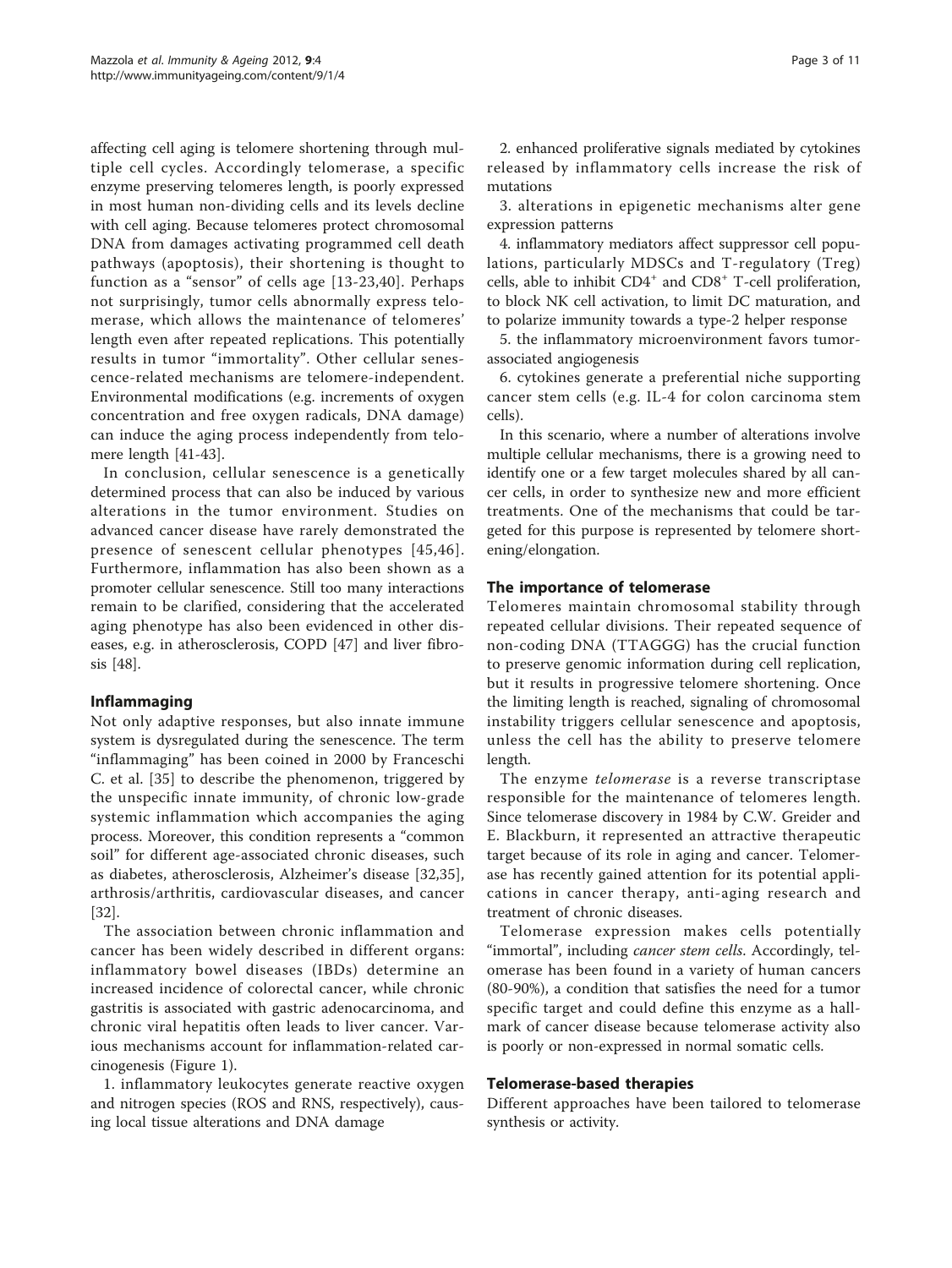affecting cell aging is telomere shortening through multiple cell cycles. Accordingly telomerase, a specific enzyme preserving telomeres length, is poorly expressed in most human non-dividing cells and its levels decline with cell aging. Because telomeres protect chromosomal DNA from damages activating programmed cell death pathways (apoptosis), their shortening is thought to function as a "sensor" of cells age [13-23,40]. Perhaps not surprisingly, tumor cells abnormally express telomerase, which allows the maintenance of telomeres' length even after repeated replications. This potentially results in tumor "immortality". Other cellular senescence-related mechanisms are telomere-independent. Environmental modifications (e.g. increments of oxygen concentration and free oxygen radicals, DNA damage) can induce the aging process independently from telomere length [41-43].

In conclusion, cellular senescence is a genetically determined process that can also be induced by various alterations in the tumor environment. Studies on advanced cancer disease have rarely demonstrated the presence of senescent cellular phenotypes [45,46]. Furthermore, inflammation has also been shown as a promoter cellular senescence. Still too many interactions remain to be clarified, considering that the accelerated aging phenotype has also been evidenced in other diseases, e.g. in atherosclerosis, COPD [47] and liver fibrosis [48].

## Inflammaging

Not only adaptive responses, but also innate immune system is dysregulated during the senescence. The term "inflammaging" has been coined in 2000 by Franceschi C. et al. [35] to describe the phenomenon, triggered by the unspecific innate immunity, of chronic low-grade systemic inflammation which accompanies the aging process. Moreover, this condition represents a "common soil" for different age-associated chronic diseases, such as diabetes, atherosclerosis, Alzheimer's disease [32,35], arthrosis/arthritis, cardiovascular diseases, and cancer [32].

The association between chronic inflammation and cancer has been widely described in different organs: inflammatory bowel diseases (IBDs) determine an increased incidence of colorectal cancer, while chronic gastritis is associated with gastric adenocarcinoma, and chronic viral hepatitis often leads to liver cancer. Various mechanisms account for inflammation-related carcinogenesis (Figure 1).

1. inflammatory leukocytes generate reactive oxygen and nitrogen species (ROS and RNS, respectively), causing local tissue alterations and DNA damage

2. enhanced proliferative signals mediated by cytokines released by inflammatory cells increase the risk of mutations

3. alterations in epigenetic mechanisms alter gene expression patterns

4. inflammatory mediators affect suppressor cell populations, particularly MDSCs and T-regulatory (Treg) cells, able to inhibit $CD4^+$ and $CD8^+$ T-cell proliferation, to block NK cell activation, to limit DC maturation, and to polarize immunity towards a type-2 helper response

5. the inflammatory microenvironment favors tumor-associated angiogenesis

6. cytokines generate a preferential niche supporting cancer stem cells (e.g. IL-4 for colon carcinoma stem cells).

In this scenario, where a number of alterations involve multiple cellular mechanisms, there is a growing need to identify one or a few target molecules shared by all cancer cells, in order to synthesize new and more efficient treatments. One of the mechanisms that could be targeted for this purpose is represented by telomere shortening/elongation.

## The importance of telomerase

Telomeres maintain chromosomal stability through repeated cellular divisions. Their repeated sequence of non-coding DNA (TTAGGG) has the crucial function to preserve genomic information during cell replication, but it results in progressive telomere shortening. Once the limiting length is reached, signaling of chromosomal instability triggers cellular senescence and apoptosis, unless the cell has the ability to preserve telomere length.

The enzyme *telomerase* is a reverse transcriptase responsible for the maintenance of telomeres length. Since telomerase discovery in 1984 by C.W. Greider and E. Blackburn, it represented an attractive therapeutic target because of its role in aging and cancer. Telomerase has recently gained attention for its potential applications in cancer therapy, anti-aging research and treatment of chronic diseases.

Telomerase expression makes cells potentially "immortal", including *cancer stem cells*. Accordingly, telomerase has been found in a variety of human cancers (80-90%), a condition that satisfies the need for a tumor specific target and could define this enzyme as a hallmark of cancer disease because telomerase activity also is poorly or non-expressed in normal somatic cells.

## Telomerase-based therapies

Different approaches have been tailored to telomerase synthesis or activity.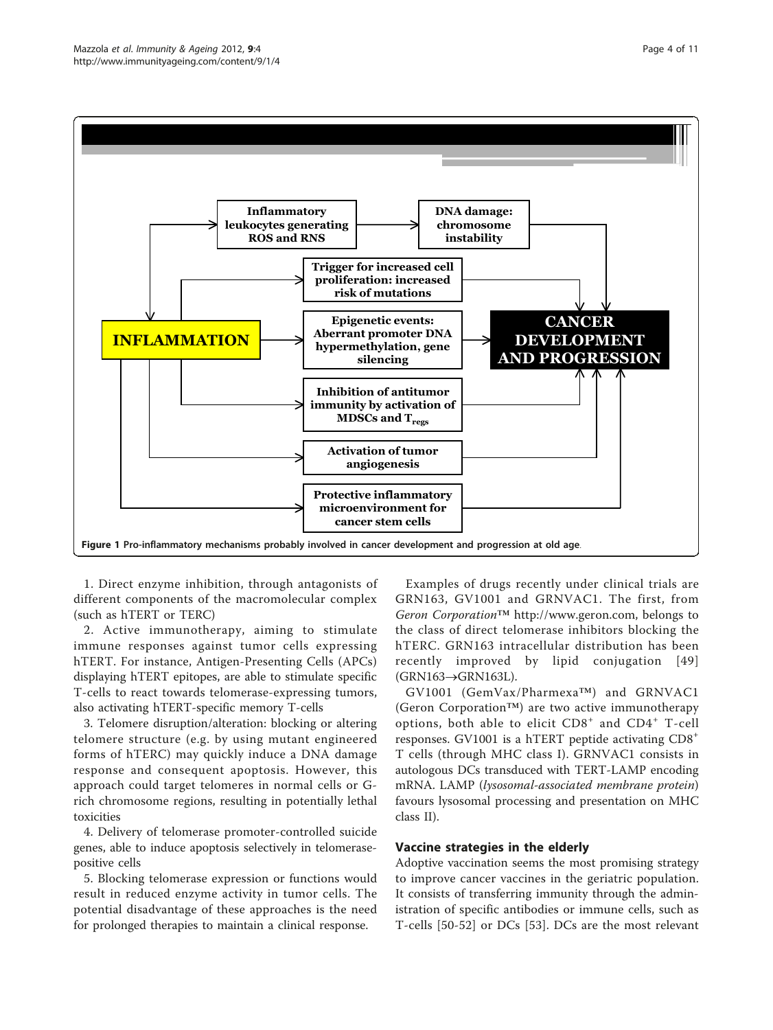Figure 1 Pro-inflammatory mechanisms probably involved in cancer development and progression at old age.

1. Direct enzyme inhibition, through antagonists of different components of the macromolecular complex (such as hTERT or TERC)

2. Active immunotherapy, aiming to stimulate immune responses against tumor cells expressing hTERT. For instance, Antigen-Presenting Cells (APCs) displaying hTERT epitopes, are able to stimulate specific T-cells to react towards telomerase-expressing tumors, also activating hTERT-specific memory T-cells

3. Telomere disruption/alteration: blocking or altering telomere structure (e.g. by using mutant engineered forms of hTERC) may quickly induce a DNA damage response and consequent apoptosis. However, this approach could target telomeres in normal cells or G-rich chromosome regions, resulting in potentially lethal toxicities

4. Delivery of telomerase promoter-controlled suicide genes, able to induce apoptosis selectively in telomerase-positive cells

5. Blocking telomerase expression or functions would result in reduced enzyme activity in tumor cells. The potential disadvantage of these approaches is the need for prolonged therapies to maintain a clinical response.

Examples of drugs recently under clinical trials are GRN163, GV1001 and GRNVAC1. The first, from *Geron Corporation*™ http://www.geron.com, belongs to the class of direct telomerase inhibitors blocking the hTERC. GRN163 intracellular distribution has been recently improved by lipid conjugation [49] (GRN163→GRN163L).

GV1001 (GemVax/Pharmexa™) and GRNVAC1 (Geron Corporation™) are two active immunotherapy options, both able to elicit $CD8^+$ and $CD4^+$ T-cell responses. GV1001 is a hTERT peptide activating $CD8^+$ T cells (through MHC class I). GRNVAC1 consists in autologous DCs transduced with TERT-LAMP encoding mRNA. LAMP (*lysosomal-associated membrane protein*) favours lysosomal processing and presentation on MHC class II).

## Vaccine strategies in the elderly

Adoptive vaccination seems the most promising strategy to improve cancer vaccines in the geriatric population. It consists of transferring immunity through the administration of specific antibodies or immune cells, such as T-cells [50-52] or DCs [53]. DCs are the most relevant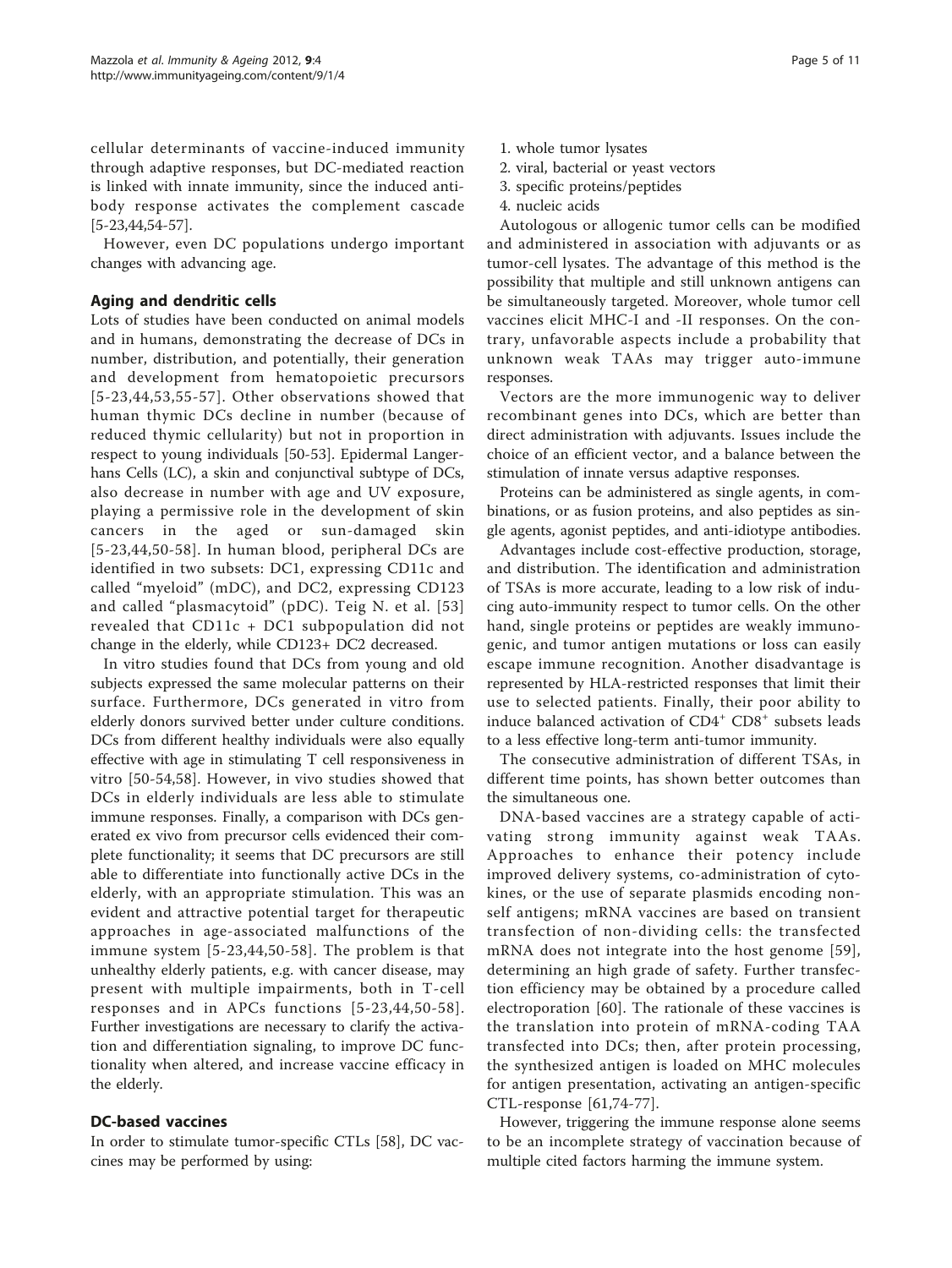cellular determinants of vaccine-induced immunity through adaptive responses, but DC-mediated reaction is linked with innate immunity, since the induced antibody response activates the complement cascade [5-23,44,54-57].

However, even DC populations undergo important changes with advancing age.

## Aging and dendritic cells

Lots of studies have been conducted on animal models and in humans, demonstrating the decrease of DCs in number, distribution, and potentially, their generation and development from hematopoietic precursors [5-23,44,53,55-57]. Other observations showed that human thymic DCs decline in number (because of reduced thymic cellularity) but not in proportion in respect to young individuals [50-53]. Epidermal Langerhans Cells (LC), a skin and conjunctival subtype of DCs, also decrease in number with age and UV exposure, playing a permissive role in the development of skin cancers in the aged or sun-damaged skin [5-23,44,50-58]. In human blood, peripheral DCs are identified in two subsets: DC1, expressing CD11c and called "myeloid" (mDC), and DC2, expressing CD123 and called "plasmacytoid" (pDC). Teig N. et al. [53] revealed that CD11c + DC1 subpopulation did not change in the elderly, while CD123+ DC2 decreased.

In vitro studies found that DCs from young and old subjects expressed the same molecular patterns on their surface. Furthermore, DCs generated in vitro from elderly donors survived better under culture conditions. DCs from different healthy individuals were also equally effective with age in stimulating T cell responsiveness in vitro [50-54,58]. However, in vivo studies showed that DCs in elderly individuals are less able to stimulate immune responses. Finally, a comparison with DCs generated ex vivo from precursor cells evidenced their complete functionality; it seems that DC precursors are still able to differentiate into functionally active DCs in the elderly, with an appropriate stimulation. This was an evident and attractive potential target for therapeutic approaches in age-associated malfunctions of the immune system [5-23,44,50-58]. The problem is that unhealthy elderly patients, e.g. with cancer disease, may present with multiple impairments, both in T-cell responses and in APCs functions [5-23,44,50-58]. Further investigations are necessary to clarify the activation and differentiation signaling, to improve DC functionality when altered, and increase vaccine efficacy in the elderly.

## DC-based vaccines

In order to stimulate tumor-specific CTLs [58], DC vaccines may be performed by using:

1. whole tumor lysates
2. viral, bacterial or yeast vectors
3. specific proteins/peptides
4. nucleic acids

Autologous or allogenic tumor cells can be modified and administered in association with adjuvants or as tumor-cell lysates. The advantage of this method is the possibility that multiple and still unknown antigens can be simultaneously targeted. Moreover, whole tumor cell vaccines elicit MHC-I and -II responses. On the contrary, unfavorable aspects include a probability that unknown weak TAAs may trigger auto-immune responses.

Vectors are the more immunogenic way to deliver recombinant genes into DCs, which are better than direct administration with adjuvants. Issues include the choice of an efficient vector, and a balance between the stimulation of innate versus adaptive responses.

Proteins can be administered as single agents, in combinations, or as fusion proteins, and also peptides as single agents, agonist peptides, and anti-idiotype antibodies.

Advantages include cost-effective production, storage, and distribution. The identification and administration of TSAs is more accurate, leading to a low risk of inducing auto-immunity respect to tumor cells. On the other hand, single proteins or peptides are weakly immunogenic, and tumor antigen mutations or loss can easily escape immune recognition. Another disadvantage is represented by HLA-restricted responses that limit their use to selected patients. Finally, their poor ability to induce balanced activation of $CD4^+$ $CD8^+$ subsets leads to a less effective long-term anti-tumor immunity.

The consecutive administration of different TSAs, in different time points, has shown better outcomes than the simultaneous one.

DNA-based vaccines are a strategy capable of activating strong immunity against weak TAAs. Approaches to enhance their potency include improved delivery systems, co-administration of cytokines, or the use of separate plasmids encoding non-self antigens; mRNA vaccines are based on transient transfection of non-dividing cells: the transfected mRNA does not integrate into the host genome [59], determining an high grade of safety. Further transfection efficiency may be obtained by a procedure called electroporation [60]. The rationale of these vaccines is the translation into protein of mRNA-coding TAA transfected into DCs; then, after protein processing, the synthesized antigen is loaded on MHC molecules for antigen presentation, activating an antigen-specific CTL-response [61,74-77].

However, triggering the immune response alone seems to be an incomplete strategy of vaccination because of multiple cited factors harming the immune system.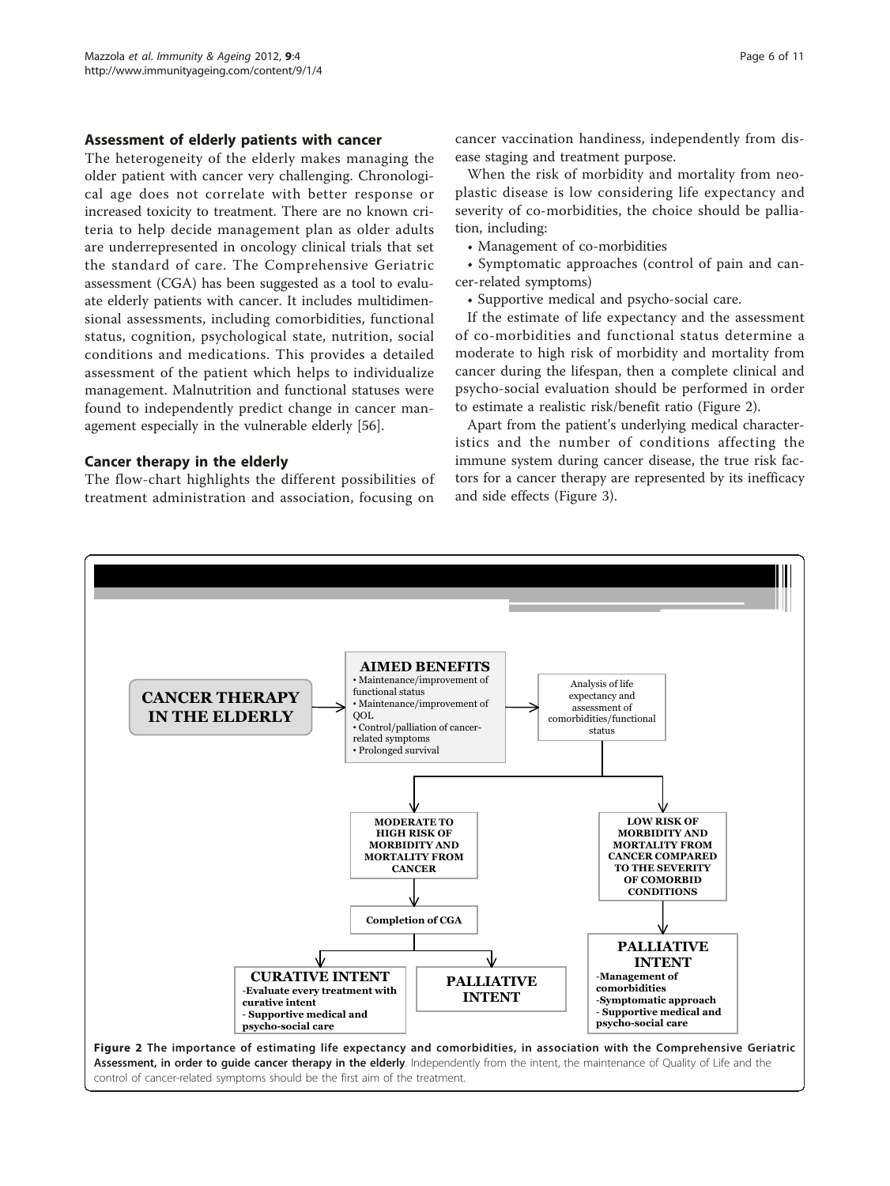## Assessment of elderly patients with cancer

The heterogeneity of the elderly makes managing the older patient with cancer very challenging. Chronological age does not correlate with better response or increased toxicity to treatment. There are no known criteria to help decide management plan as older adults are underrepresented in oncology clinical trials that set the standard of care. The Comprehensive Geriatric assessment (CGA) has been suggested as a tool to evaluate elderly patients with cancer. It includes multidimensional assessments, including comorbidities, functional status, cognition, psychological state, nutrition, social conditions and medications. This provides a detailed assessment of the patient which helps to individualize management. Malnutrition and functional statuses were found to independently predict change in cancer management especially in the vulnerable elderly [56].

## Cancer therapy in the elderly

The flow-chart highlights the different possibilities of treatment administration and association, focusing on cancer vaccination handiness, independently from disease staging and treatment purpose.

When the risk of morbidity and mortality from neoplastic disease is low considering life expectancy and severity of co-morbidities, the choice should be palliation, including:

- Management of co-morbidities
- Symptomatic approaches (control of pain and cancer-related symptoms)
- Supportive medical and psycho-social care.

If the estimate of life expectancy and the assessment of co-morbidities and functional status determine a moderate to high risk of morbidity and mortality from cancer during the lifespan, then a complete clinical and psycho-social evaluation should be performed in order to estimate a realistic risk/benefit ratio (Figure 2).

Apart from the patient's underlying medical characteristics and the number of conditions affecting the immune system during cancer disease, the true risk factors for a cancer therapy are represented by its inefficacy and side effects (Figure 3).

**CANCER THERAPY IN THE ELDERLY** → **AIMED BENEFITS**
- Maintenance/improvement of functional status
- Maintenance/improvement of QOL
- Control/palliation of cancer-related symptoms
- Prolonged survival

→ Analysis of life expectancy and assessment of comorbidities/functional status

- **MODERATE TO HIGH RISK OF MORBIDITY AND MORTALITY FROM CANCER** → **Completion of CGA**
  - **CURATIVE INTENT**
    - Evaluate every treatment with curative intent
    - Supportive medical and psycho-social care
  - **PALLIATIVE INTENT**
- **LOW RISK OF MORBIDITY AND MORTALITY FROM CANCER COMPARED TO THE SEVERITY OF COMORBID CONDITIONS** → **PALLIATIVE INTENT**
  - Management of comorbidities
  - Symptomatic approach
  - Supportive medical and psycho-social care

**Figure 2 The importance of estimating life expectancy and comorbidities, in association with the Comprehensive Geriatric Assessment, in order to guide cancer therapy in the elderly**. Independently from the intent, the maintenance of Quality of Life and the control of cancer-related symptoms should be the first aim of the treatment.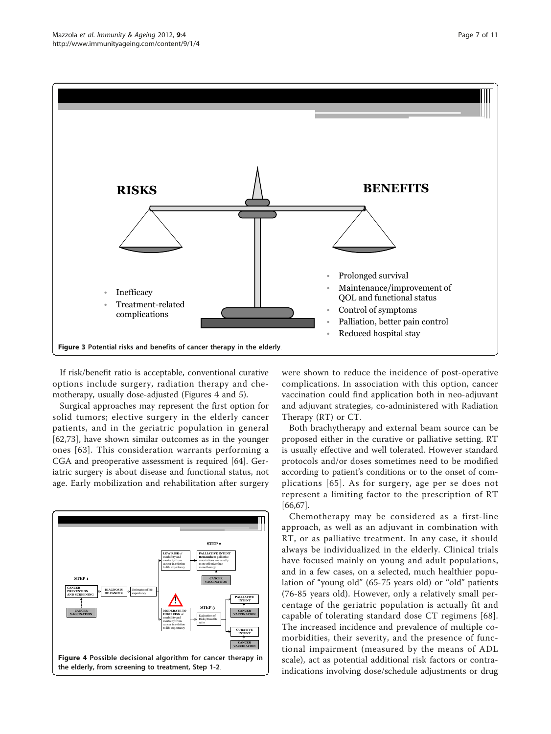Figure 3 Potential risks and benefits of cancer therapy in the elderly.

If risk/benefit ratio is acceptable, conventional curative options include surgery, radiation therapy and chemotherapy, usually dose-adjusted (Figures 4 and 5).

Surgical approaches may represent the first option for solid tumors; elective surgery in the elderly cancer patients, and in the geriatric population in general [62,73], have shown similar outcomes as in the younger ones [63]. This consideration warrants performing a CGA and preoperative assessment is required [64]. Geriatric surgery is about disease and functional status, not age. Early mobilization and rehabilitation after surgery were shown to reduce the incidence of post-operative complications. In association with this option, cancer vaccination could find application both in neo-adjuvant and adjuvant strategies, co-administered with Radiation Therapy (RT) or CT.

Figure 4 Possible decisional algorithm for cancer therapy in the elderly, from screening to treatment, Step 1-2.

Both brachytherapy and external beam source can be proposed either in the curative or palliative setting. RT is usually effective and well tolerated. However standard protocols and/or doses sometimes need to be modified according to patient's conditions or to the onset of complications [65]. As for surgery, age per se does not represent a limiting factor to the prescription of RT [66,67].

Chemotherapy may be considered as a first-line approach, as well as an adjuvant in combination with RT, or as palliative treatment. In any case, it should always be individualized in the elderly. Clinical trials have focused mainly on young and adult populations, and in a few cases, on a selected, much healthier population of "young old" (65-75 years old) or "old" patients (76-85 years old). However, only a relatively small percentage of the geriatric population is actually fit and capable of tolerating standard dose CT regimens [68]. The increased incidence and prevalence of multiple co-morbidities, their severity, and the presence of functional impairment (measured by the means of ADL scale), act as potential additional risk factors or contra-indications involving dose/schedule adjustments or drug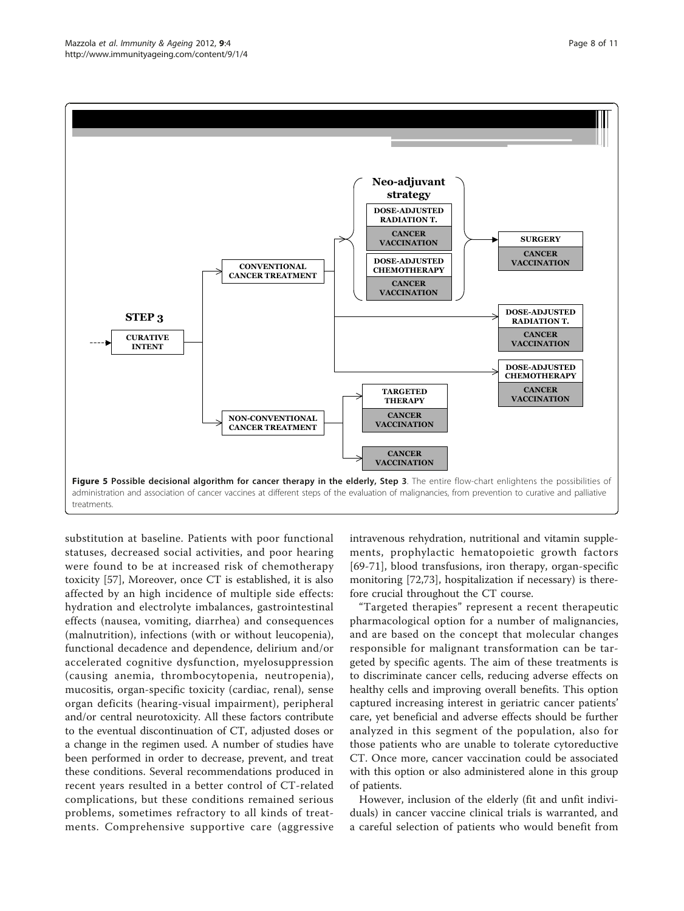STEP 3

CURATIVE INTENT

CONVENTIONAL CANCER TREATMENT

NON-CONVENTIONAL CANCER TREATMENT

Neo-adjuvant strategy

DOSE-ADJUSTED RADIATION T.

CANCER VACCINATION

DOSE-ADJUSTED CHEMOTHERAPY

CANCER VACCINATION

SURGERY

CANCER VACCINATION

DOSE-ADJUSTED RADIATION T.

CANCER VACCINATION

DOSE-ADJUSTED CHEMOTHERAPY

CANCER VACCINATION

TARGETED THERAPY

CANCER VACCINATION

CANCER VACCINATION

**Figure 5 Possible decisional algorithm for cancer therapy in the elderly, Step 3**. The entire flow-chart enlightens the possibilities of administration and association of cancer vaccines at different steps of the evaluation of malignancies, from prevention to curative and palliative treatments.

substitution at baseline. Patients with poor functional statuses, decreased social activities, and poor hearing were found to be at increased risk of chemotherapy toxicity [57], Moreover, once CT is established, it is also affected by an high incidence of multiple side effects: hydration and electrolyte imbalances, gastrointestinal effects (nausea, vomiting, diarrhea) and consequences (malnutrition), infections (with or without leucopenia), functional decadence and dependence, delirium and/or accelerated cognitive dysfunction, myelosuppression (causing anemia, thrombocytopenia, neutropenia), mucositis, organ-specific toxicity (cardiac, renal), sense organ deficits (hearing-visual impairment), peripheral and/or central neurotoxicity. All these factors contribute to the eventual discontinuation of CT, adjusted doses or a change in the regimen used. A number of studies have been performed in order to decrease, prevent, and treat these conditions. Several recommendations produced in recent years resulted in a better control of CT-related complications, but these conditions remained serious problems, sometimes refractory to all kinds of treatments. Comprehensive supportive care (aggressive intravenous rehydration, nutritional and vitamin supplements, prophylactic hematopoietic growth factors [69-71], blood transfusions, iron therapy, organ-specific monitoring [72,73], hospitalization if necessary) is therefore crucial throughout the CT course.

"Targeted therapies" represent a recent therapeutic pharmacological option for a number of malignancies, and are based on the concept that molecular changes responsible for malignant transformation can be targeted by specific agents. The aim of these treatments is to discriminate cancer cells, reducing adverse effects on healthy cells and improving overall benefits. This option captured increasing interest in geriatric cancer patients' care, yet beneficial and adverse effects should be further analyzed in this segment of the population, also for those patients who are unable to tolerate cytoreductive CT. Once more, cancer vaccination could be associated with this option or also administered alone in this group of patients.

However, inclusion of the elderly (fit and unfit individuals) in cancer vaccine clinical trials is warranted, and a careful selection of patients who would benefit from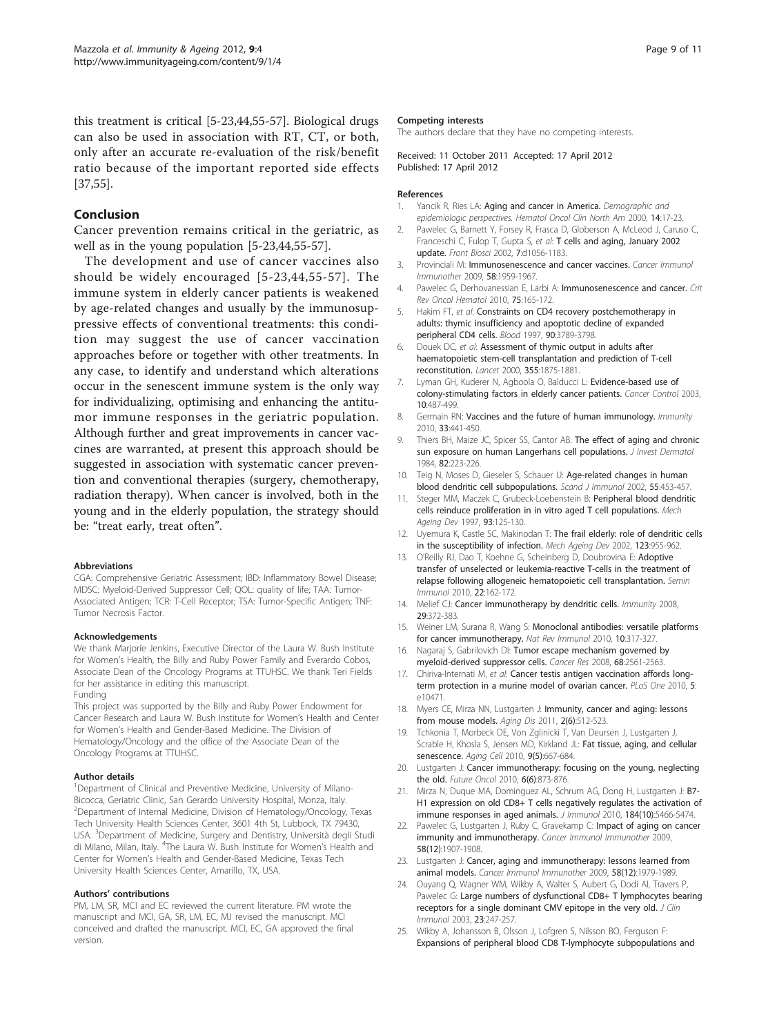this treatment is critical [5-23,44,55-57]. Biological drugs can also be used in association with RT, CT, or both, only after an accurate re-evaluation of the risk/benefit ratio because of the important reported side effects [37,55].

## Conclusion

Cancer prevention remains critical in the geriatric, as well as in the young population [5-23,44,55-57].

The development and use of cancer vaccines also should be widely encouraged [5-23,44,55-57]. The immune system in elderly cancer patients is weakened by age-related changes and usually by the immunosuppressive effects of conventional treatments: this condition may suggest the use of cancer vaccination approaches before or together with other treatments. In any case, to identify and understand which alterations occur in the senescent immune system is the only way for individualizing, optimising and enhancing the antitumor immune responses in the geriatric population. Although further and great improvements in cancer vaccines are warranted, at present this approach should be suggested in association with systematic cancer prevention and conventional therapies (surgery, chemotherapy, radiation therapy). When cancer is involved, both in the young and in the elderly population, the strategy should be: "treat early, treat often".

#### Abbreviations

CGA: Comprehensive Geriatric Assessment; IBD: Inflammatory Bowel Disease; MDSC: Myeloid-Derived Suppressor Cell; QOL: quality of life; TAA: Tumor-Associated Antigen; TCR: T-Cell Receptor; TSA: Tumor-Specific Antigen; TNF: Tumor Necrosis Factor.

#### Acknowledgements

We thank Marjorie Jenkins, Executive Director of the Laura W. Bush Institute for Women's Health, the Billy and Ruby Power Family and Everardo Cobos, Associate Dean of the Oncology Programs at TTUHSC. We thank Teri Fields for her assistance in editing this manuscript.

Funding

This project was supported by the Billy and Ruby Power Endowment for Cancer Research and Laura W. Bush Institute for Women's Health and Center for Women's Health and Gender-Based Medicine. The Division of Hematology/Oncology and the office of the Associate Dean of the Oncology Programs at TTUHSC.

#### Author details

[1]Department of Clinical and Preventive Medicine, University of Milano-Bicocca, Geriatric Clinic, San Gerardo University Hospital, Monza, Italy. [2]Department of Internal Medicine, Division of Hematology/Oncology, Texas Tech University Health Sciences Center, 3601 4th St, Lubbock, TX 79430, USA. [3]Department of Medicine, Surgery and Dentistry, Università degli Studi di Milano, Milan, Italy. [4]The Laura W. Bush Institute for Women's Health and Center for Women's Health and Gender-Based Medicine, Texas Tech University Health Sciences Center, Amarillo, TX, USA.

#### Authors' contributions

PM, LM, SR, MCI and EC reviewed the current literature. PM wrote the manuscript and MCI, GA, SR, LM, EC, MJ revised the manuscript. MCI conceived and drafted the manuscript. MCI, EC, GA approved the final version.

#### Competing interests

The authors declare that they have no competing interests.

Received: 11 October 2011 Accepted: 17 April 2012
Published: 17 April 2012

#### References

1. Yancik R, Ries LA: **Aging and cancer in America.** *Demographic and epidemiologic perspectives. Hematol Oncol Clin North Am* 2000, **14**:17-23.
2. Pawelec G, Barnett Y, Forsey R, Frasca D, Globerson A, McLeod J, Caruso C, Franceschi C, Fulop T, Gupta S, *et al*: **T cells and aging, January 2002 update.** *Front Biosci* 2002, **7**:d1056-1183.
3. Provinciali M: **Immunosenescence and cancer vaccines.** *Cancer Immunol Immunother* 2009, **58**:1959-1967.
4. Pawelec G, Derhovanessian E, Larbi A: **Immunosenescence and cancer.** *Crit Rev Oncol Hematol* 2010, **75**:165-172.
5. Hakim FT, *et al*: **Constraints on CD4 recovery postchemotherapy in adults: thymic insufficiency and apoptotic decline of expanded peripheral CD4 cells.** *Blood* 1997, **90**:3789-3798.
6. Douek DC, *et al*: **Assessment of thymic output in adults after haematopoietic stem-cell transplantation and prediction of T-cell reconstitution.** *Lancet* 2000, **355**:1875-1881.
7. Lyman GH, Kuderer N, Agboola O, Balducci L: **Evidence-based use of colony-stimulating factors in elderly cancer patients.** *Cancer Control* 2003, **10**:487-499.
8. Germain RN: **Vaccines and the future of human immunology.** *Immunity* 2010, **33**:441-450.
9. Thiers BH, Maize JC, Spicer SS, Cantor AB: **The effect of aging and chronic sun exposure on human Langerhans cell populations.** *J Invest Dermatol* 1984, **82**:223-226.
10. Teig N, Moses D, Gieseler S, Schauer U: **Age-related changes in human blood dendritic cell subpopulations.** *Scand J Immunol* 2002, **55**:453-457.
11. Steger MM, Maczek C, Grubeck-Loebenstein B: **Peripheral blood dendritic cells reinduce proliferation in in vitro aged T cell populations.** *Mech Ageing Dev* 1997, **93**:125-130.
12. Uyemura K, Castle SC, Makinodan T: **The frail elderly: role of dendritic cells in the susceptibility of infection.** *Mech Ageing Dev* 2002, **123**:955-962.
13. O'Reilly RJ, Dao T, Koehne G, Scheinberg D, Doubrovina E: **Adoptive transfer of unselected or leukemia-reactive T-cells in the treatment of relapse following allogeneic hematopoietic cell transplantation.** *Semin Immunol* 2010, **22**:162-172.
14. Melief CJ: **Cancer immunotherapy by dendritic cells.** *Immunity* 2008, **29**:372-383.
15. Weiner LM, Surana R, Wang S: **Monoclonal antibodies: versatile platforms for cancer immunotherapy.** *Nat Rev Immunol* 2010, **10**:317-327.
16. Nagaraj S, Gabrilovich DI: **Tumor escape mechanism governed by myeloid-derived suppressor cells.** *Cancer Res* 2008, **68**:2561-2563.
17. Chiriva-Internati M, *et al*: **Cancer testis antigen vaccination affords long-term protection in a murine model of ovarian cancer.** *PLoS One* 2010, **5**: e10471.
18. Myers CE, Mirza NN, Lustgarten J: **Immunity, cancer and aging: lessons from mouse models.** *Aging Dis* 2011, **2(6)**:512-523.
19. Tchkonia T, Morbeck DE, Von Zglinicki T, Van Deursen J, Lustgarten J, Scrable H, Khosla S, Jensen MD, Kirkland JL: **Fat tissue, aging, and cellular senescence.** *Aging Cell* 2010, **9(5)**:667-684.
20. Lustgarten J: **Cancer immunotherapy: focusing on the young, neglecting the old.** *Future Oncol* 2010, **6(6)**:873-876.
21. Mirza N, Duque MA, Dominguez AL, Schrum AG, Dong H, Lustgarten J: **B7-H1 expression on old CD8+ T cells negatively regulates the activation of immune responses in aged animals.** *J Immunol* 2010, **184(10)**:5466-5474.
22. Pawelec G, Lustgarten J, Ruby C, Gravekamp C: **Impact of aging on cancer immunity and immunotherapy.** *Cancer Immunol Immunother* 2009, **58(12)**:1907-1908.
23. Lustgarten J: **Cancer, aging and immunotherapy: lessons learned from animal models.** *Cancer Immunol Immunother* 2009, **58(12)**:1979-1989.
24. Ouyang Q, Wagner WM, Wikby A, Walter S, Aubert G, Dodi AI, Travers P, Pawelec G: **Large numbers of dysfunctional CD8+ T lymphocytes bearing receptors for a single dominant CMV epitope in the very old.** *J Clin Immunol* 2003, **23**:247-257.
25. Wikby A, Johansson B, Olsson J, Lofgren S, Nilsson BO, Ferguson F: **Expansions of peripheral blood CD8 T-lymphocyte subpopulations and**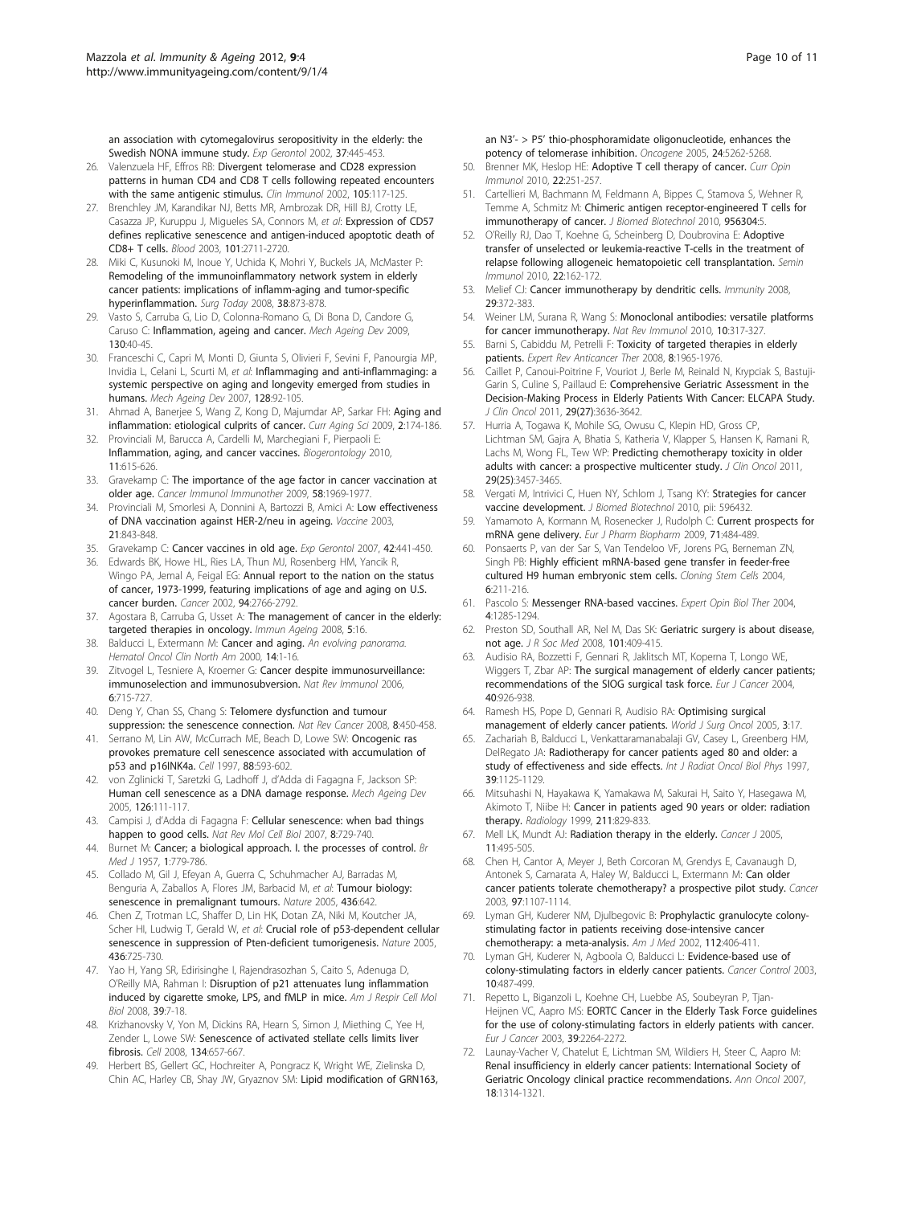an association with cytomegalovirus seropositivity in the elderly: the Swedish NONA immune study. *Exp Gerontol* 2002, **37**:445-453.

26. Valenzuela HF, Effros RB: **Divergent telomerase and CD28 expression patterns in human CD4 and CD8 T cells following repeated encounters with the same antigenic stimulus.** *Clin Immunol* 2002, **105**:117-125.
27. Brenchley JM, Karandikar NJ, Betts MR, Ambrozak DR, Hill BJ, Crotty LE, Casazza JP, Kuruppu J, Migueles SA, Connors M, *et al*: **Expression of CD57 defines replicative senescence and antigen-induced apoptotic death of CD8+ T cells.** *Blood* 2003, **101**:2711-2720.
28. Miki C, Kusunoki M, Inoue Y, Uchida K, Mohri Y, Buckels JA, McMaster P: **Remodeling of the immunoinflammatory network system in elderly cancer patients: implications of inflamm-aging and tumor-specific hyperinflammation.** *Surg Today* 2008, **38**:873-878.
29. Vasto S, Carruba G, Lio D, Colonna-Romano G, Di Bona D, Candore G, Caruso C: **Inflammation, ageing and cancer.** *Mech Ageing Dev* 2009, **130**:40-45.
30. Franceschi C, Capri M, Monti D, Giunta S, Olivieri F, Sevini F, Panourgia MP, Invidia L, Celani L, Scurti M, *et al*: **Inflammaging and anti-inflammaging: a systemic perspective on aging and longevity emerged from studies in humans.** *Mech Ageing Dev* 2007, **128**:92-105.
31. Ahmad A, Banerjee S, Wang Z, Kong D, Majumdar AP, Sarkar FH: **Aging and inflammation: etiological culprits of cancer.** *Curr Aging Sci* 2009, **2**:174-186.
32. Provinciali M, Barucca A, Cardelli M, Marchegiani F, Pierpaoli E: **Inflammation, aging, and cancer vaccines.** *Biogerontology* 2010, **11**:615-626.
33. Gravekamp C: **The importance of the age factor in cancer vaccination at older age.** *Cancer Immunol Immunother* 2009, **58**:1969-1977.
34. Provinciali M, Smorlesi A, Donnini A, Bartozzi B, Amici A: **Low effectiveness of DNA vaccination against HER-2/neu in ageing.** *Vaccine* 2003, **21**:843-848.
35. Gravekamp C: **Cancer vaccines in old age.** *Exp Gerontol* 2007, **42**:441-450.
36. Edwards BK, Howe HL, Ries LA, Thun MJ, Rosenberg HM, Yancik R, Wingo PA, Jemal A, Feigal EG: **Annual report to the nation on the status of cancer, 1973-1999, featuring implications of age and aging on U.S. cancer burden.** *Cancer* 2002, **94**:2766-2792.
37. Agostara B, Carruba G, Usset A: **The management of cancer in the elderly: targeted therapies in oncology.** *Immun Ageing* 2008, **5**:16.
38. Balducci L, Extermann M: **Cancer and aging.** *An evolving panorama. Hematol Oncol Clin North Am* 2000, **14**:1-16.
39. Zitvogel L, Tesniere A, Kroemer G: **Cancer despite immunosurveillance: immunoselection and immunosubversion.** *Nat Rev Immunol* 2006, **6**:715-727.
40. Deng Y, Chan SS, Chang S: **Telomere dysfunction and tumour suppression: the senescence connection.** *Nat Rev Cancer* 2008, **8**:450-458.
41. Serrano M, Lin AW, McCurrach ME, Beach D, Lowe SW: **Oncogenic ras provokes premature cell senescence associated with accumulation of p53 and p16INK4a.** *Cell* 1997, **88**:593-602.
42. von Zglinicki T, Saretzki G, Ladhoff J, d'Adda di Fagagna F, Jackson SP: **Human cell senescence as a DNA damage response.** *Mech Ageing Dev* 2005, **126**:111-117.
43. Campisi J, d'Adda di Fagagna F: **Cellular senescence: when bad things happen to good cells.** *Nat Rev Mol Cell Biol* 2007, **8**:729-740.
44. Burnet M: **Cancer; a biological approach. I. the processes of control.** *Br Med J* 1957, **1**:779-786.
45. Collado M, Gil J, Efeyan A, Guerra C, Schuhmacher AJ, Barradas M, Benguria A, Zaballos A, Flores JM, Barbacid M, *et al*: **Tumour biology: senescence in premalignant tumours.** *Nature* 2005, **436**:642.
46. Chen Z, Trotman LC, Shaffer D, Lin HK, Dotan ZA, Niki M, Koutcher JA, Scher HI, Ludwig T, Gerald W, *et al*: **Crucial role of p53-dependent cellular senescence in suppression of Pten-deficient tumorigenesis.** *Nature* 2005, **436**:725-730.
47. Yao H, Yang SR, Edirisinghe I, Rajendrasozhan S, Caito S, Adenuga D, O'Reilly MA, Rahman I: **Disruption of p21 attenuates lung inflammation induced by cigarette smoke, LPS, and fMLP in mice.** *Am J Respir Cell Mol Biol* 2008, **39**:7-18.
48. Krizhanovsky V, Yon M, Dickins RA, Hearn S, Simon J, Miething C, Yee H, Zender L, Lowe SW: **Senescence of activated stellate cells limits liver fibrosis.** *Cell* 2008, **134**:657-667.
49. Herbert BS, Gellert GC, Hochreiter A, Pongracz K, Wright WE, Zielinska D, Chin AC, Harley CB, Shay JW, Gryaznov SM: **Lipid modification of GRN163, an N3'- > P5' thio-phosphoramidate oligonucleotide, enhances the potency of telomerase inhibition.** *Oncogene* 2005, **24**:5262-5268.
50. Brenner MK, Heslop HE: **Adoptive T cell therapy of cancer.** *Curr Opin Immunol* 2010, **22**:251-257.
51. Cartellieri M, Bachmann M, Feldmann A, Bippes C, Stamova S, Wehner R, Temme A, Schmitz M: **Chimeric antigen receptor-engineered T cells for immunotherapy of cancer.** *J Biomed Biotechnol* 2010, **956304**:5.
52. O'Reilly RJ, Dao T, Koehne G, Scheinberg D, Doubrovina E: **Adoptive transfer of unselected or leukemia-reactive T-cells in the treatment of relapse following allogeneic hematopoietic cell transplantation.** *Semin Immunol* 2010, **22**:162-172.
53. Melief CJ: **Cancer immunotherapy by dendritic cells.** *Immunity* 2008, **29**:372-383.
54. Weiner LM, Surana R, Wang S: **Monoclonal antibodies: versatile platforms for cancer immunotherapy.** *Nat Rev Immunol* 2010, **10**:317-327.
55. Barni S, Cabiddu M, Petrelli F: **Toxicity of targeted therapies in elderly patients.** *Expert Rev Anticancer Ther* 2008, **8**:1965-1976.
56. Caillet P, Canoui-Poitrine F, Vouriot J, Berle M, Reinald N, Krypciak S, Bastuji-Garin S, Culine S, Paillaud E: **Comprehensive Geriatric Assessment in the Decision-Making Process in Elderly Patients With Cancer: ELCAPA Study.** *J Clin Oncol* 2011, **29(27)**:3636-3642.
57. Hurria A, Togawa K, Mohile SG, Owusu C, Klepin HD, Gross CP, Lichtman SM, Gajra A, Bhatia S, Katheria V, Klapper S, Hansen K, Ramani R, Lachs M, Wong FL, Tew WP: **Predicting chemotherapy toxicity in older adults with cancer: a prospective multicenter study.** *J Clin Oncol* 2011, **29(25)**:3457-3465.
58. Vergati M, Intrivici C, Huen NY, Schlom J, Tsang KY: **Strategies for cancer vaccine development.** *J Biomed Biotechnol* 2010, pii: 596432.
59. Yamamoto A, Kormann M, Rosenecker J, Rudolph C: **Current prospects for mRNA gene delivery.** *Eur J Pharm Biopharm* 2009, **71**:484-489.
60. Ponsaerts P, van der Sar S, Van Tendeloo VF, Jorens PG, Berneman ZN, Singh PB: **Highly efficient mRNA-based gene transfer in feeder-free cultured H9 human embryonic stem cells.** *Cloning Stem Cells* 2004, **6**:211-216.
61. Pascolo S: **Messenger RNA-based vaccines.** *Expert Opin Biol Ther* 2004, **4**:1285-1294.
62. Preston SD, Southall AR, Nel M, Das SK: **Geriatric surgery is about disease, not age.** *J R Soc Med* 2008, **101**:409-415.
63. Audisio RA, Bozzetti F, Gennari R, Jaklitsch MT, Koperna T, Longo WE, Wiggers T, Zbar AP: **The surgical management of elderly cancer patients; recommendations of the SIOG surgical task force.** *Eur J Cancer* 2004, **40**:926-938.
64. Ramesh HS, Pope D, Gennari R, Audisio RA: **Optimising surgical management of elderly cancer patients.** *World J Surg Oncol* 2005, **3**:17.
65. Zachariah B, Balducci L, Venkattaramanabalaji GV, Casey L, Greenberg HM, DelRegato JA: **Radiotherapy for cancer patients aged 80 and older: a study of effectiveness and side effects.** *Int J Radiat Oncol Biol Phys* 1997, **39**:1125-1129.
66. Mitsuhashi N, Hayakawa K, Yamakawa M, Sakurai H, Saito Y, Hasegawa M, Akimoto T, Niibe H: **Cancer in patients aged 90 years or older: radiation therapy.** *Radiology* 1999, **211**:829-833.
67. Mell LK, Mundt AJ: **Radiation therapy in the elderly.** *Cancer J* 2005, **11**:495-505.
68. Chen H, Cantor A, Meyer J, Beth Corcoran M, Grendys E, Cavanaugh D, Antonek S, Camarata A, Haley W, Balducci L, Extermann M: **Can older cancer patients tolerate chemotherapy? a prospective pilot study.** *Cancer* 2003, **97**:1107-1114.
69. Lyman GH, Kuderer NM, Djulbegovic B: **Prophylactic granulocyte colony-stimulating factor in patients receiving dose-intensive cancer chemotherapy: a meta-analysis.** *Am J Med* 2002, **112**:406-411.
70. Lyman GH, Kuderer N, Agboola O, Balducci L: **Evidence-based use of colony-stimulating factors in elderly cancer patients.** *Cancer Control* 2003, **10**:487-499.
71. Repetto L, Biganzoli L, Koehne CH, Luebbe AS, Soubeyran P, Tjan-Heijnen VC, Aapro MS: **EORTC Cancer in the Elderly Task Force guidelines for the use of colony-stimulating factors in elderly patients with cancer.** *Eur J Cancer* 2003, **39**:2264-2272.
72. Launay-Vacher V, Chatelut E, Lichtman SM, Wildiers H, Steer C, Aapro M: **Renal insufficiency in elderly cancer patients: International Society of Geriatric Oncology clinical practice recommendations.** *Ann Oncol* 2007, **18**:1314-1321.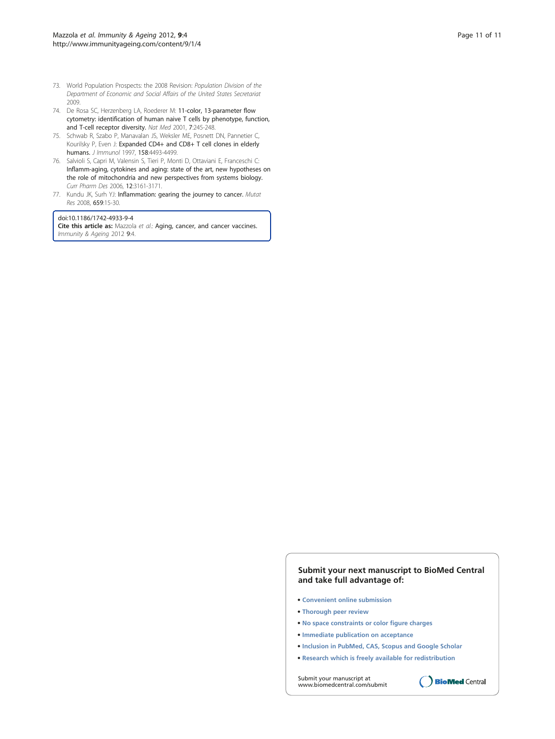73. World Population Prospects: the 2008 Revision: *Population Division of the Department of Economic and Social Affairs of the United States Secretariat* 2009.
74. De Rosa SC, Herzenberg LA, Roederer M: **11-color, 13-parameter flow cytometry: identification of human naive T cells by phenotype, function, and T-cell receptor diversity.** *Nat Med* 2001, **7**:245-248.
75. Schwab R, Szabo P, Manavalan JS, Weksler ME, Posnett DN, Pannetier C, Kourilsky P, Even J: **Expanded CD4+ and CD8+ T cell clones in elderly humans.** *J Immunol* 1997, **158**:4493-4499.
76. Salvioli S, Capri M, Valensin S, Tieri P, Monti D, Ottaviani E, Franceschi C: **Inflamm-aging, cytokines and aging: state of the art, new hypotheses on the role of mitochondria and new perspectives from systems biology.** *Curr Pharm Des* 2006, **12**:3161-3171.
77. Kundu JK, Surh YJ: **Inflammation: gearing the journey to cancer.** *Mutat Res* 2008, **659**:15-30.

doi:10.1186/1742-4933-9-4
**Cite this article as:** Mazzola *et al.*: Aging, cancer, and cancer vaccines. *Immunity & Ageing* 2012 **9**:4.

**Submit your next manuscript to BioMed Central and take full advantage of:**

- **Convenient online submission**
- **Thorough peer review**
- **No space constraints or color figure charges**
- **Immediate publication on acceptance**
- **Inclusion in PubMed, CAS, Scopus and Google Scholar**
- **Research which is freely available for redistribution**

Submit your manuscript at
www.biomedcentral.com/submit

BioMed Central